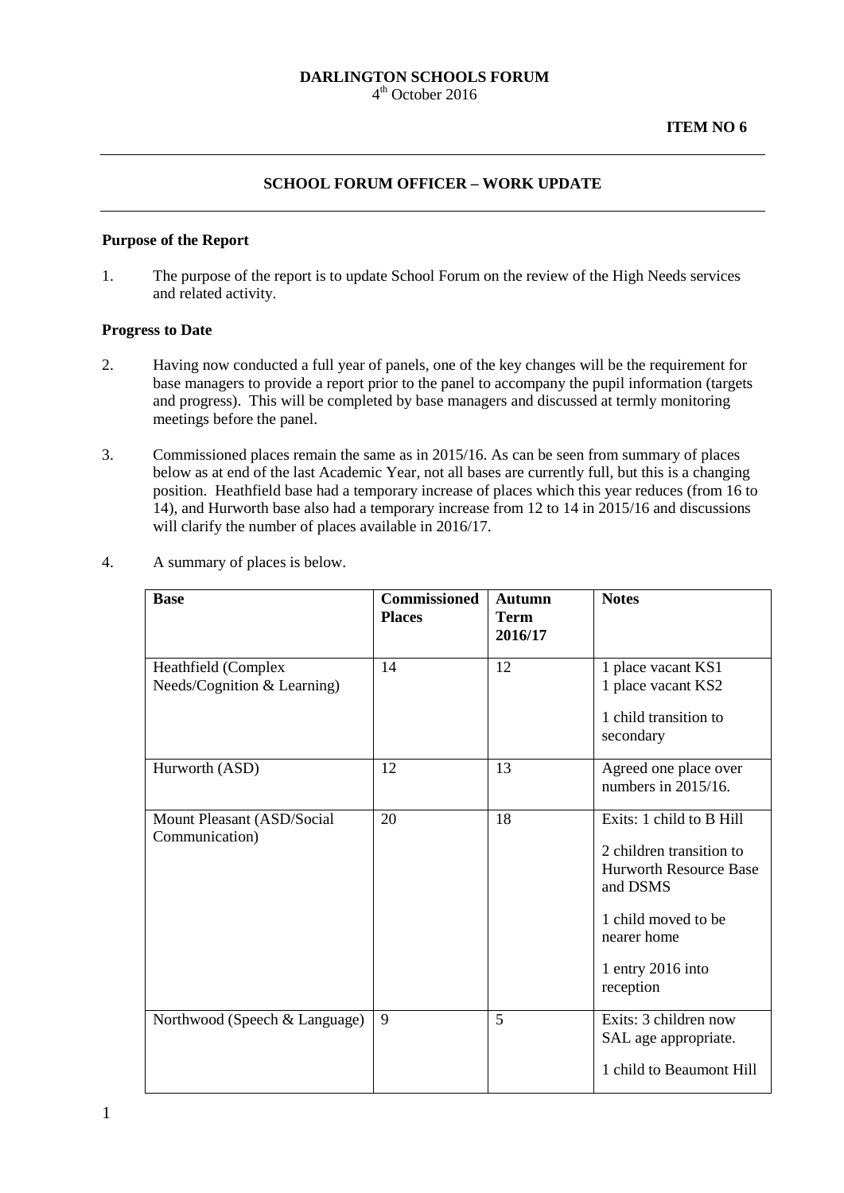**DARLINGTON SCHOOLS FORUM**
4th October 2016

**ITEM NO 6**

## SCHOOL FORUM OFFICER – WORK UPDATE

### Purpose of the Report

1. The purpose of the report is to update School Forum on the review of the High Needs services and related activity.

### Progress to Date

2. Having now conducted a full year of panels, one of the key changes will be the requirement for base managers to provide a report prior to the panel to accompany the pupil information (targets and progress). This will be completed by base managers and discussed at termly monitoring meetings before the panel.

3. Commissioned places remain the same as in 2015/16. As can be seen from summary of places below as at end of the last Academic Year, not all bases are currently full, but this is a changing position. Heathfield base had a temporary increase of places which this year reduces (from 16 to 14), and Hurworth base also had a temporary increase from 12 to 14 in 2015/16 and discussions will clarify the number of places available in 2016/17.

4. A summary of places is below.

| Base | Commissioned Places | Autumn Term 2016/17 | Notes |
|---|---|---|---|
| Heathfield (Complex Needs/Cognition & Learning) | 14 | 12 | 1 place vacant KS1<br>1 place vacant KS2<br><br>1 child transition to secondary |
| Hurworth (ASD) | 12 | 13 | Agreed one place over numbers in 2015/16. |
| Mount Pleasant (ASD/Social Communication) | 20 | 18 | Exits: 1 child to B Hill<br><br>2 children transition to Hurworth Resource Base and DSMS<br><br>1 child moved to be nearer home<br><br>1 entry 2016 into reception |
| Northwood (Speech & Language) | 9 | 5 | Exits: 3 children now SAL age appropriate.<br><br>1 child to Beaumont Hill |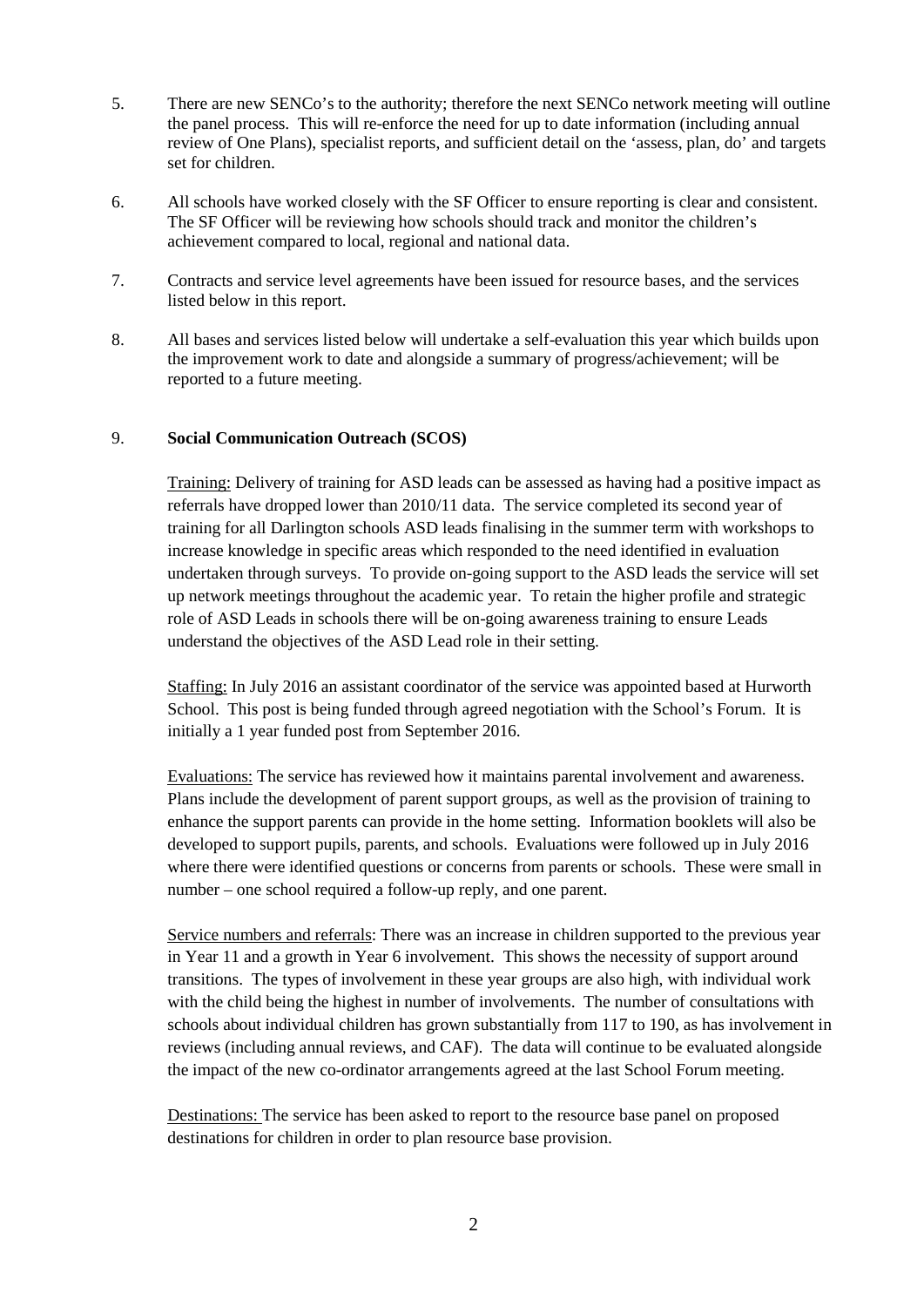5. There are new SENCo's to the authority; therefore the next SENCo network meeting will outline the panel process. This will re-enforce the need for up to date information (including annual review of One Plans), specialist reports, and sufficient detail on the 'assess, plan, do' and targets set for children.

6. All schools have worked closely with the SF Officer to ensure reporting is clear and consistent. The SF Officer will be reviewing how schools should track and monitor the children's achievement compared to local, regional and national data.

7. Contracts and service level agreements have been issued for resource bases, and the services listed below in this report.

8. All bases and services listed below will undertake a self-evaluation this year which builds upon the improvement work to date and alongside a summary of progress/achievement; will be reported to a future meeting.

9. **Social Communication Outreach (SCOS)**

   Training: Delivery of training for ASD leads can be assessed as having had a positive impact as referrals have dropped lower than 2010/11 data. The service completed its second year of training for all Darlington schools ASD leads finalising in the summer term with workshops to increase knowledge in specific areas which responded to the need identified in evaluation undertaken through surveys. To provide on-going support to the ASD leads the service will set up network meetings throughout the academic year. To retain the higher profile and strategic role of ASD Leads in schools there will be on-going awareness training to ensure Leads understand the objectives of the ASD Lead role in their setting.

   Staffing: In July 2016 an assistant coordinator of the service was appointed based at Hurworth School. This post is being funded through agreed negotiation with the School's Forum. It is initially a 1 year funded post from September 2016.

   Evaluations: The service has reviewed how it maintains parental involvement and awareness. Plans include the development of parent support groups, as well as the provision of training to enhance the support parents can provide in the home setting. Information booklets will also be developed to support pupils, parents, and schools. Evaluations were followed up in July 2016 where there were identified questions or concerns from parents or schools. These were small in number – one school required a follow-up reply, and one parent.

   Service numbers and referrals: There was an increase in children supported to the previous year in Year 11 and a growth in Year 6 involvement. This shows the necessity of support around transitions. The types of involvement in these year groups are also high, with individual work with the child being the highest in number of involvements. The number of consultations with schools about individual children has grown substantially from 117 to 190, as has involvement in reviews (including annual reviews, and CAF). The data will continue to be evaluated alongside the impact of the new co-ordinator arrangements agreed at the last School Forum meeting.

   Destinations: The service has been asked to report to the resource base panel on proposed destinations for children in order to plan resource base provision.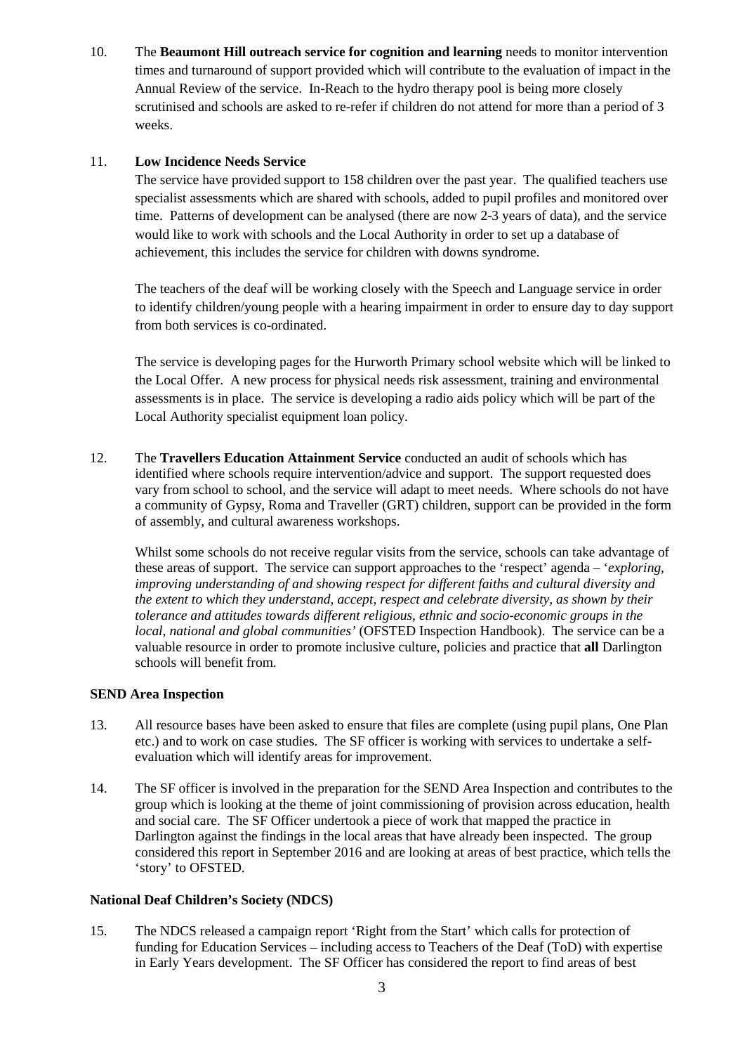10. The **Beaumont Hill outreach service for cognition and learning** needs to monitor intervention times and turnaround of support provided which will contribute to the evaluation of impact in the Annual Review of the service. In-Reach to the hydro therapy pool is being more closely scrutinised and schools are asked to re-refer if children do not attend for more than a period of 3 weeks.

11. **Low Incidence Needs Service**

    The service have provided support to 158 children over the past year. The qualified teachers use specialist assessments which are shared with schools, added to pupil profiles and monitored over time. Patterns of development can be analysed (there are now 2-3 years of data), and the service would like to work with schools and the Local Authority in order to set up a database of achievement, this includes the service for children with downs syndrome.

    The teachers of the deaf will be working closely with the Speech and Language service in order to identify children/young people with a hearing impairment in order to ensure day to day support from both services is co-ordinated.

    The service is developing pages for the Hurworth Primary school website which will be linked to the Local Offer. A new process for physical needs risk assessment, training and environmental assessments is in place. The service is developing a radio aids policy which will be part of the Local Authority specialist equipment loan policy.

12. The **Travellers Education Attainment Service** conducted an audit of schools which has identified where schools require intervention/advice and support. The support requested does vary from school to school, and the service will adapt to meet needs. Where schools do not have a community of Gypsy, Roma and Traveller (GRT) children, support can be provided in the form of assembly, and cultural awareness workshops.

    Whilst some schools do not receive regular visits from the service, schools can take advantage of these areas of support. The service can support approaches to the 'respect' agenda – '*exploring, improving understanding of and showing respect for different faiths and cultural diversity and the extent to which they understand, accept, respect and celebrate diversity, as shown by their tolerance and attitudes towards different religious, ethnic and socio-economic groups in the local, national and global communities'* (OFSTED Inspection Handbook). The service can be a valuable resource in order to promote inclusive culture, policies and practice that **all** Darlington schools will benefit from.

**SEND Area Inspection**

13. All resource bases have been asked to ensure that files are complete (using pupil plans, One Plan etc.) and to work on case studies. The SF officer is working with services to undertake a self-evaluation which will identify areas for improvement.

14. The SF officer is involved in the preparation for the SEND Area Inspection and contributes to the group which is looking at the theme of joint commissioning of provision across education, health and social care. The SF Officer undertook a piece of work that mapped the practice in Darlington against the findings in the local areas that have already been inspected. The group considered this report in September 2016 and are looking at areas of best practice, which tells the 'story' to OFSTED.

**National Deaf Children's Society (NDCS)**

15. The NDCS released a campaign report 'Right from the Start' which calls for protection of funding for Education Services – including access to Teachers of the Deaf (ToD) with expertise in Early Years development. The SF Officer has considered the report to find areas of best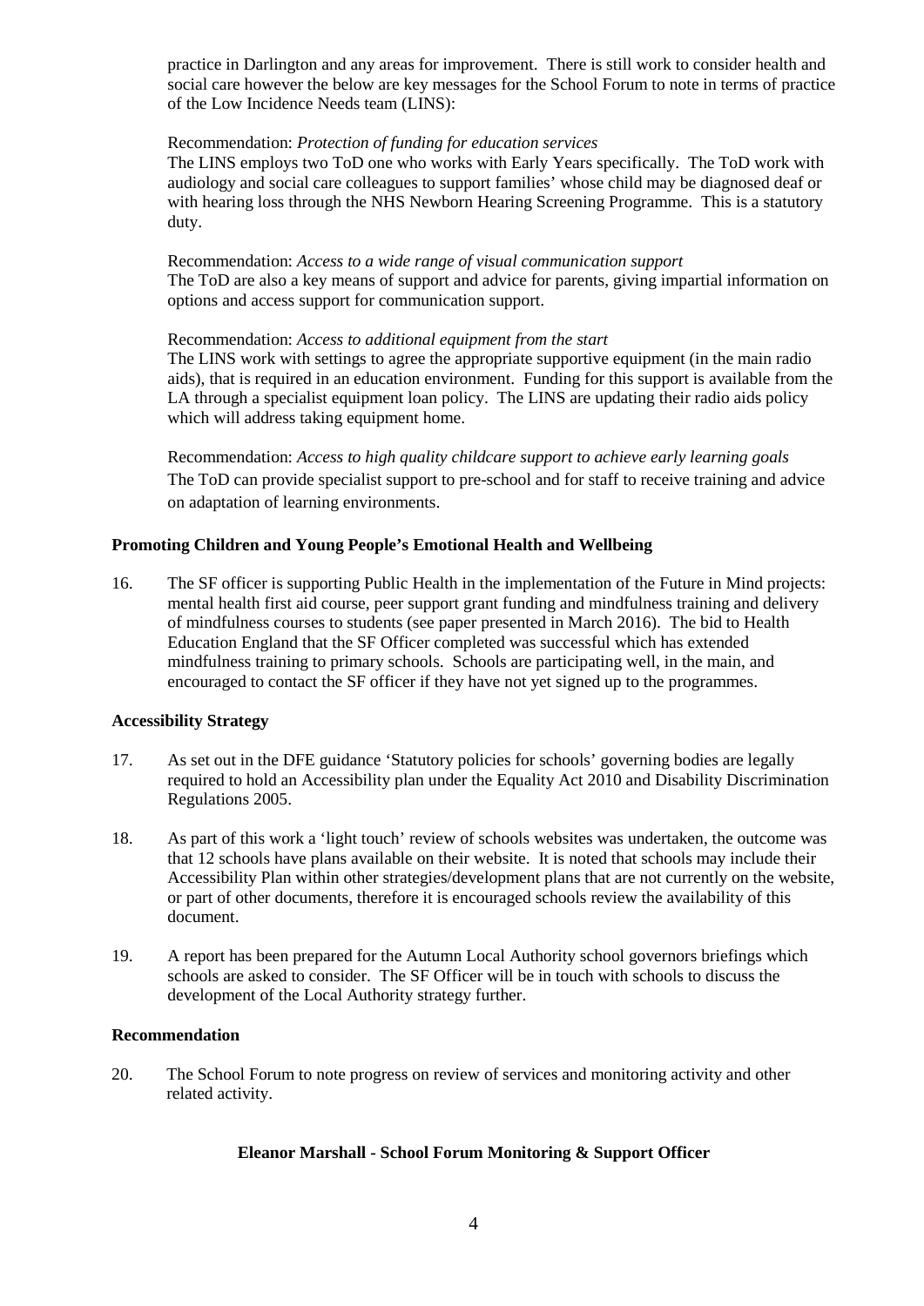practice in Darlington and any areas for improvement. There is still work to consider health and social care however the below are key messages for the School Forum to note in terms of practice of the Low Incidence Needs team (LINS):

Recommendation: *Protection of funding for education services*
The LINS employs two ToD one who works with Early Years specifically. The ToD work with audiology and social care colleagues to support families' whose child may be diagnosed deaf or with hearing loss through the NHS Newborn Hearing Screening Programme. This is a statutory duty.

Recommendation: *Access to a wide range of visual communication support*
The ToD are also a key means of support and advice for parents, giving impartial information on options and access support for communication support.

Recommendation: *Access to additional equipment from the start*
The LINS work with settings to agree the appropriate supportive equipment (in the main radio aids), that is required in an education environment. Funding for this support is available from the LA through a specialist equipment loan policy. The LINS are updating their radio aids policy which will address taking equipment home.

Recommendation: *Access to high quality childcare support to achieve early learning goals*
The ToD can provide specialist support to pre-school and for staff to receive training and advice on adaptation of learning environments.

**Promoting Children and Young People's Emotional Health and Wellbeing**

16. The SF officer is supporting Public Health in the implementation of the Future in Mind projects: mental health first aid course, peer support grant funding and mindfulness training and delivery of mindfulness courses to students (see paper presented in March 2016). The bid to Health Education England that the SF Officer completed was successful which has extended mindfulness training to primary schools. Schools are participating well, in the main, and encouraged to contact the SF officer if they have not yet signed up to the programmes.

**Accessibility Strategy**

17. As set out in the DFE guidance 'Statutory policies for schools' governing bodies are legally required to hold an Accessibility plan under the Equality Act 2010 and Disability Discrimination Regulations 2005.

18. As part of this work a 'light touch' review of schools websites was undertaken, the outcome was that 12 schools have plans available on their website. It is noted that schools may include their Accessibility Plan within other strategies/development plans that are not currently on the website, or part of other documents, therefore it is encouraged schools review the availability of this document.

19. A report has been prepared for the Autumn Local Authority school governors briefings which schools are asked to consider. The SF Officer will be in touch with schools to discuss the development of the Local Authority strategy further.

**Recommendation**

20. The School Forum to note progress on review of services and monitoring activity and other related activity.

**Eleanor Marshall - School Forum Monitoring & Support Officer**